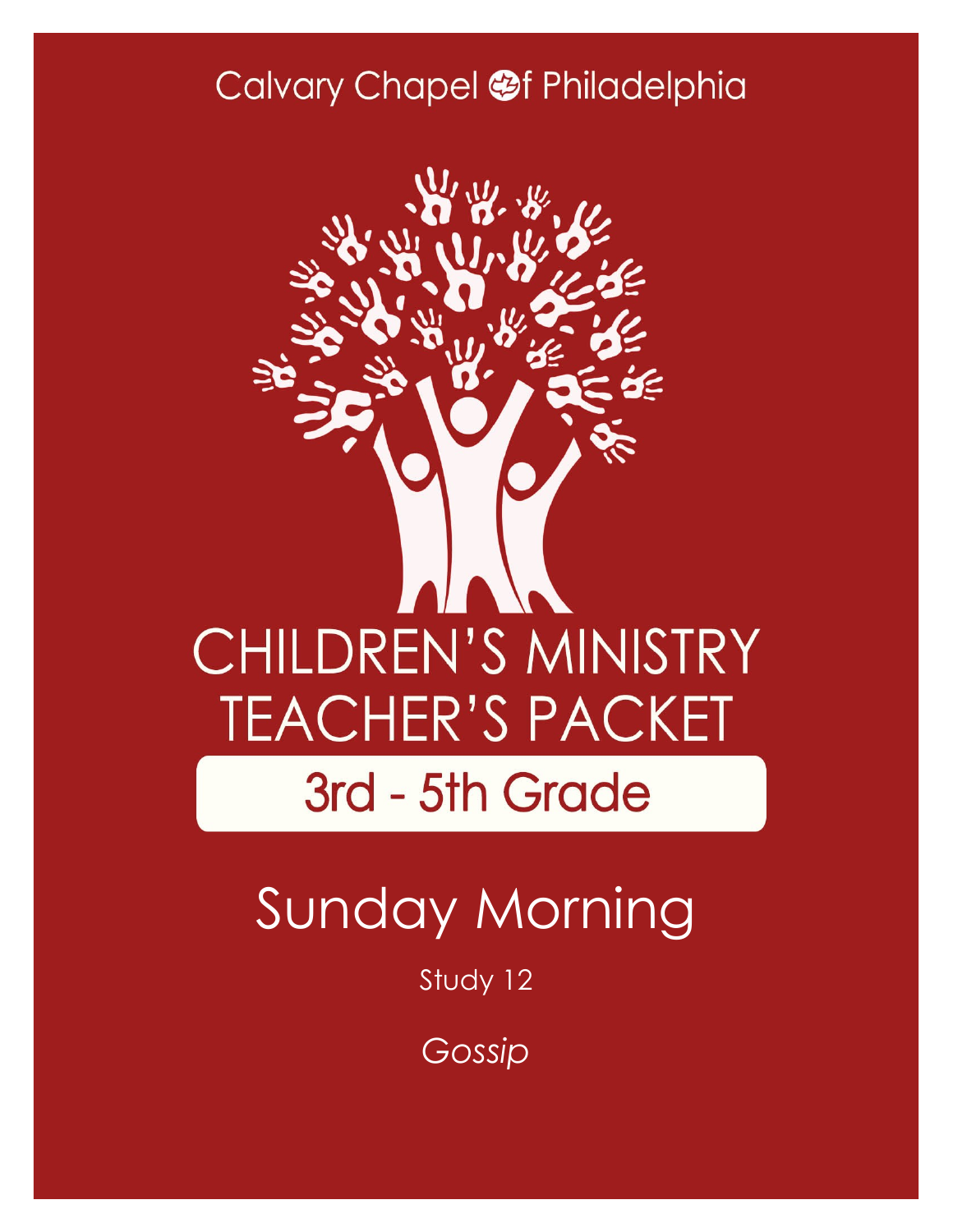Calvary Chapel of Philadelphia

# CHILDREN'S MINISTRY TEACHER'S PACKET

## 3rd - 5th Grade

# Sunday Morning

Study 12

*Gossip*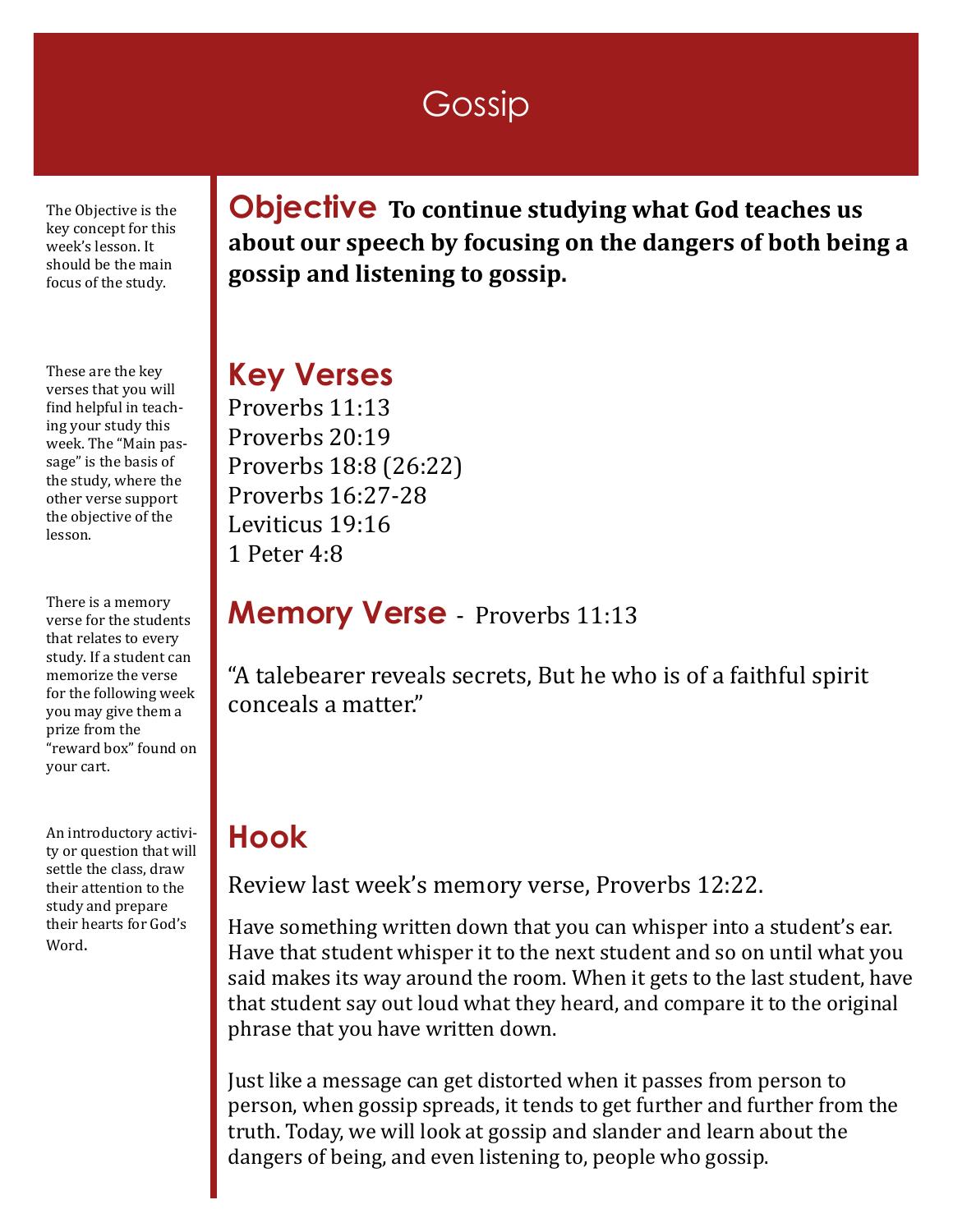# Gossip

The Objective is the key concept for this week's lesson. It should be the main focus of the study.

## Objective

**To continue studying what God teaches us about our speech by focusing on the dangers of both being a gossip and listening to gossip.**

These are the key verses that you will find helpful in teaching your study this week. The "Main passage" is the basis of the study, where the other verse support the objective of the lesson.

## Key Verses

Proverbs 11:13
Proverbs 20:19
Proverbs 18:8 (26:22)
Proverbs 16:27-28
Leviticus 19:16
1 Peter 4:8

There is a memory verse for the students that relates to every study. If a student can memorize the verse for the following week you may give them a prize from the "reward box" found on your cart.

## Memory Verse - Proverbs 11:13

"A talebearer reveals secrets, But he who is of a faithful spirit conceals a matter."

An introductory activity or question that will settle the class, draw their attention to the study and prepare their hearts for God's Word.

## Hook

Review last week's memory verse, Proverbs 12:22.

Have something written down that you can whisper into a student's ear. Have that student whisper it to the next student and so on until what you said makes its way around the room. When it gets to the last student, have that student say out loud what they heard, and compare it to the original phrase that you have written down.

Just like a message can get distorted when it passes from person to person, when gossip spreads, it tends to get further and further from the truth. Today, we will look at gossip and slander and learn about the dangers of being, and even listening to, people who gossip.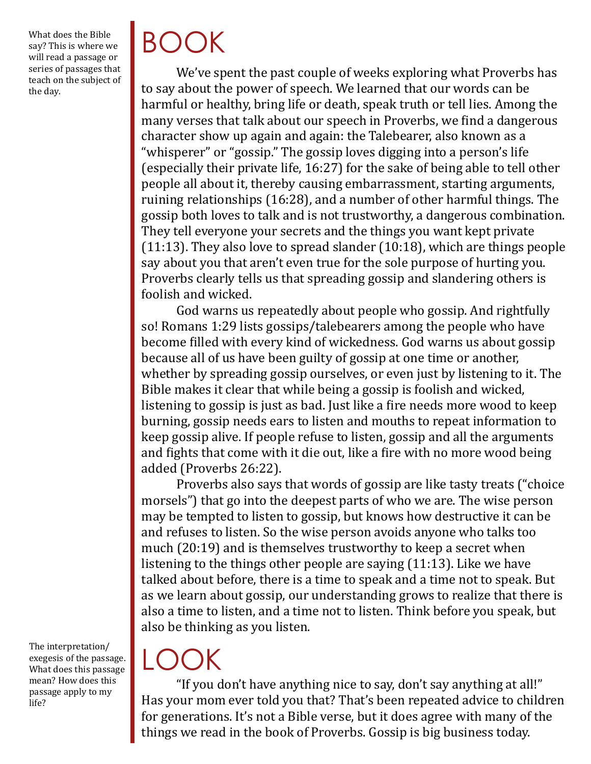What does the Bible say? This is where we will read a passage or series of passages that teach on the subject of the day.

# BOOK

We've spent the past couple of weeks exploring what Proverbs has to say about the power of speech. We learned that our words can be harmful or healthy, bring life or death, speak truth or tell lies. Among the many verses that talk about our speech in Proverbs, we find a dangerous character show up again and again: the Talebearer, also known as a "whisperer" or "gossip." The gossip loves digging into a person's life (especially their private life, 16:27) for the sake of being able to tell other people all about it, thereby causing embarrassment, starting arguments, ruining relationships (16:28), and a number of other harmful things. The gossip both loves to talk and is not trustworthy, a dangerous combination. They tell everyone your secrets and the things you want kept private (11:13). They also love to spread slander (10:18), which are things people say about you that aren't even true for the sole purpose of hurting you. Proverbs clearly tells us that spreading gossip and slandering others is foolish and wicked.

God warns us repeatedly about people who gossip. And rightfully so! Romans 1:29 lists gossips/talebearers among the people who have become filled with every kind of wickedness. God warns us about gossip because all of us have been guilty of gossip at one time or another, whether by spreading gossip ourselves, or even just by listening to it. The Bible makes it clear that while being a gossip is foolish and wicked, listening to gossip is just as bad. Just like a fire needs more wood to keep burning, gossip needs ears to listen and mouths to repeat information to keep gossip alive. If people refuse to listen, gossip and all the arguments and fights that come with it die out, like a fire with no more wood being added (Proverbs 26:22).

Proverbs also says that words of gossip are like tasty treats ("choice morsels") that go into the deepest parts of who we are. The wise person may be tempted to listen to gossip, but knows how destructive it can be and refuses to listen. So the wise person avoids anyone who talks too much (20:19) and is themselves trustworthy to keep a secret when listening to the things other people are saying (11:13). Like we have talked about before, there is a time to speak and a time not to speak. But as we learn about gossip, our understanding grows to realize that there is also a time to listen, and a time not to listen. Think before you speak, but also be thinking as you listen.

The interpretation/exegesis of the passage. What does this passage mean? How does this passage apply to my life?

# LOOK

"If you don't have anything nice to say, don't say anything at all!" Has your mom ever told you that? That's been repeated advice to children for generations. It's not a Bible verse, but it does agree with many of the things we read in the book of Proverbs. Gossip is big business today.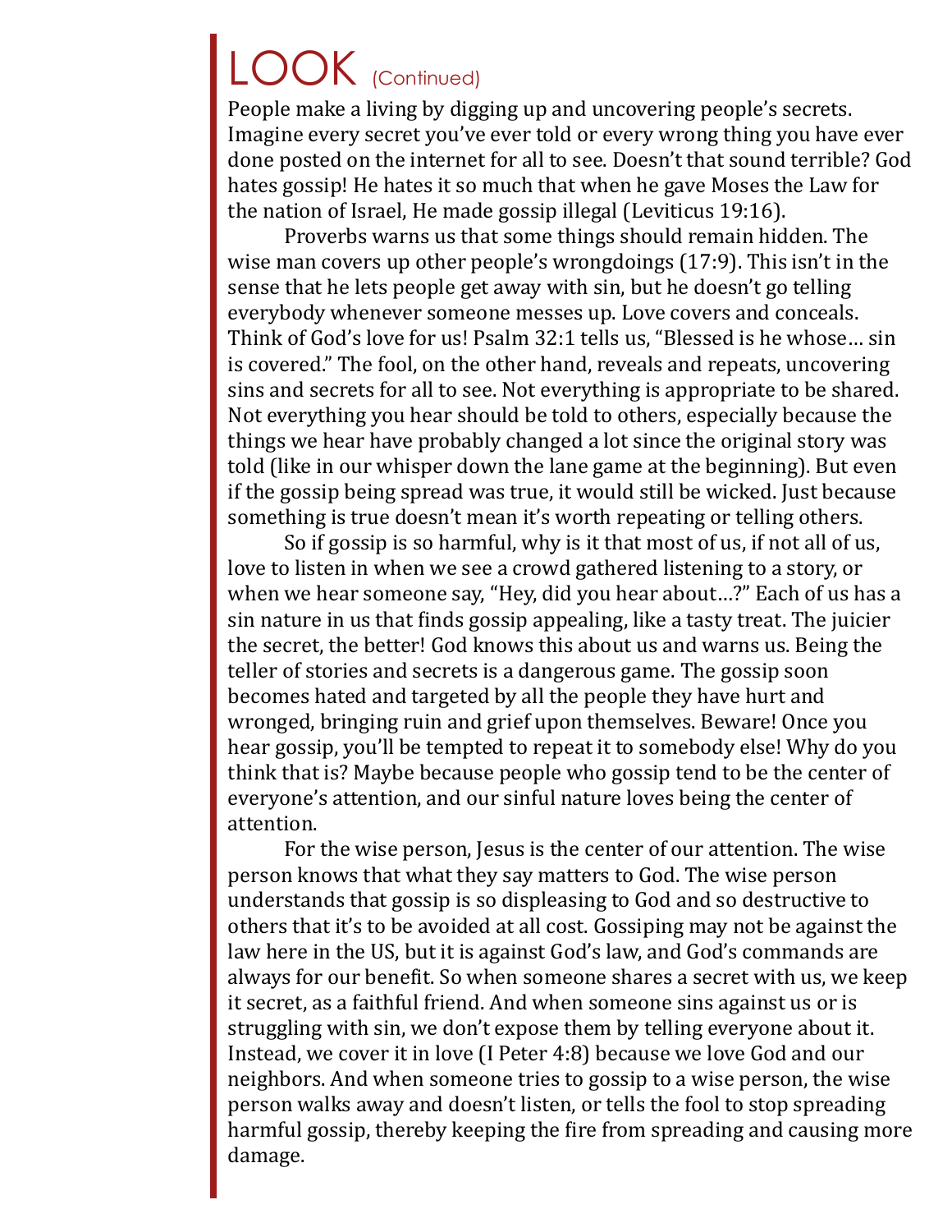# LOOK (Continued)

People make a living by digging up and uncovering people's secrets. Imagine every secret you've ever told or every wrong thing you have ever done posted on the internet for all to see. Doesn't that sound terrible? God hates gossip! He hates it so much that when he gave Moses the Law for the nation of Israel, He made gossip illegal (Leviticus 19:16).

Proverbs warns us that some things should remain hidden. The wise man covers up other people's wrongdoings (17:9). This isn't in the sense that he lets people get away with sin, but he doesn't go telling everybody whenever someone messes up. Love covers and conceals. Think of God's love for us! Psalm 32:1 tells us, "Blessed is he whose… sin is covered." The fool, on the other hand, reveals and repeats, uncovering sins and secrets for all to see. Not everything is appropriate to be shared. Not everything you hear should be told to others, especially because the things we hear have probably changed a lot since the original story was told (like in our whisper down the lane game at the beginning). But even if the gossip being spread was true, it would still be wicked. Just because something is true doesn't mean it's worth repeating or telling others.

So if gossip is so harmful, why is it that most of us, if not all of us, love to listen in when we see a crowd gathered listening to a story, or when we hear someone say, "Hey, did you hear about…?" Each of us has a sin nature in us that finds gossip appealing, like a tasty treat. The juicier the secret, the better! God knows this about us and warns us. Being the teller of stories and secrets is a dangerous game. The gossip soon becomes hated and targeted by all the people they have hurt and wronged, bringing ruin and grief upon themselves. Beware! Once you hear gossip, you'll be tempted to repeat it to somebody else! Why do you think that is? Maybe because people who gossip tend to be the center of everyone's attention, and our sinful nature loves being the center of attention.

For the wise person, Jesus is the center of our attention. The wise person knows that what they say matters to God. The wise person understands that gossip is so displeasing to God and so destructive to others that it's to be avoided at all cost. Gossiping may not be against the law here in the US, but it is against God's law, and God's commands are always for our benefit. So when someone shares a secret with us, we keep it secret, as a faithful friend. And when someone sins against us or is struggling with sin, we don't expose them by telling everyone about it. Instead, we cover it in love (I Peter 4:8) because we love God and our neighbors. And when someone tries to gossip to a wise person, the wise person walks away and doesn't listen, or tells the fool to stop spreading harmful gossip, thereby keeping the fire from spreading and causing more damage.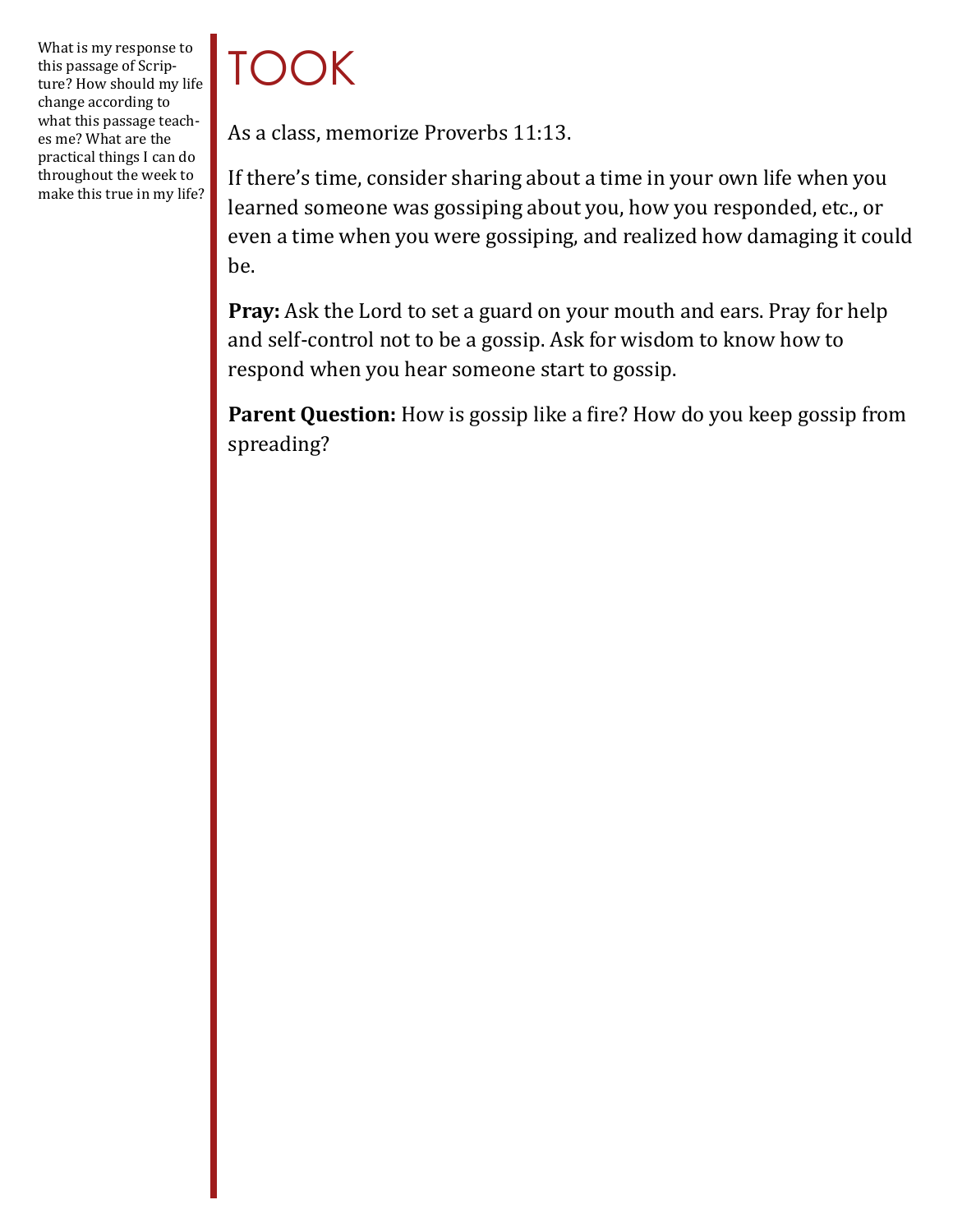What is my response to this passage of Scripture? How should my life change according to what this passage teaches me? What are the practical things I can do throughout the week to make this true in my life?

# TOOK

As a class, memorize Proverbs 11:13.

If there's time, consider sharing about a time in your own life when you learned someone was gossiping about you, how you responded, etc., or even a time when you were gossiping, and realized how damaging it could be.

**Pray:** Ask the Lord to set a guard on your mouth and ears. Pray for help and self-control not to be a gossip. Ask for wisdom to know how to respond when you hear someone start to gossip.

**Parent Question:** How is gossip like a fire? How do you keep gossip from spreading?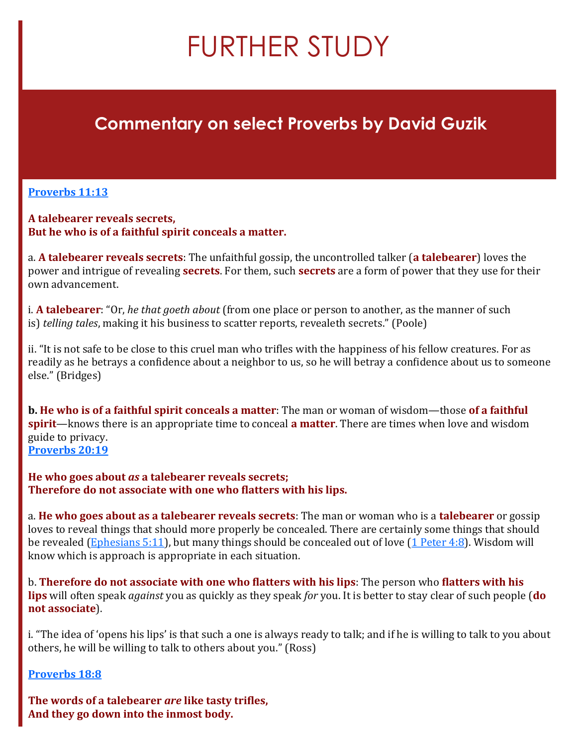# FURTHER STUDY

## Commentary on select Proverbs by David Guzik

**Proverbs 11:13**

**A talebearer reveals secrets,**
**But he who is of a faithful spirit conceals a matter.**

a. **A talebearer reveals secrets**: The unfaithful gossip, the uncontrolled talker (**a talebearer**) loves the power and intrigue of revealing **secrets**. For them, such **secrets** are a form of power that they use for their own advancement.

i. **A talebearer**: "Or, *he that goeth about* (from one place or person to another, as the manner of such is) *telling tales*, making it his business to scatter reports, revealeth secrets." (Poole)

ii. "It is not safe to be close to this cruel man who trifles with the happiness of his fellow creatures. For as readily as he betrays a confidence about a neighbor to us, so he will betray a confidence about us to someone else." (Bridges)

**b. He who is of a faithful spirit conceals a matter**: The man or woman of wisdom—those **of a faithful spirit**—knows there is an appropriate time to conceal **a matter**. There are times when love and wisdom guide to privacy.

**Proverbs 20:19**

**He who goes about *as* a talebearer reveals secrets;**
**Therefore do not associate with one who flatters with his lips.**

a. **He who goes about as a talebearer reveals secrets**: The man or woman who is a **talebearer** or gossip loves to reveal things that should more properly be concealed. There are certainly some things that should be revealed (Ephesians 5:11), but many things should be concealed out of love (1 Peter 4:8). Wisdom will know which is approach is appropriate in each situation.

b. **Therefore do not associate with one who flatters with his lips**: The person who **flatters with his lips** will often speak *against* you as quickly as they speak *for* you. It is better to stay clear of such people (**do not associate**).

i. "The idea of 'opens his lips' is that such a one is always ready to talk; and if he is willing to talk to you about others, he will be willing to talk to others about you." (Ross)

**Proverbs 18:8**

**The words of a talebearer *are* like tasty trifles,**
**And they go down into the inmost body.**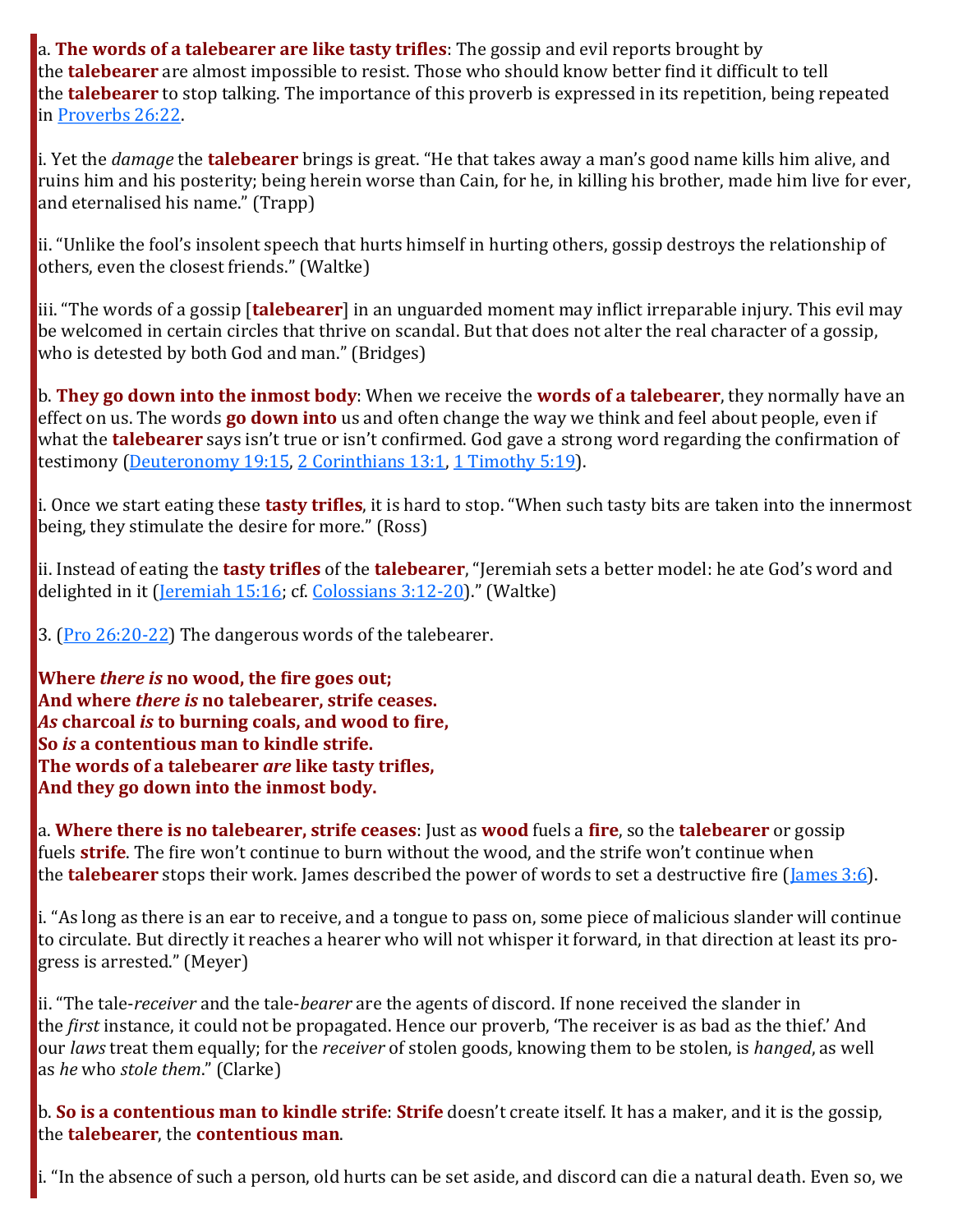a. **The words of a talebearer are like tasty trifles**: The gossip and evil reports brought by the **talebearer** are almost impossible to resist. Those who should know better find it difficult to tell the **talebearer** to stop talking. The importance of this proverb is expressed in its repetition, being repeated in Proverbs 26:22.

i. Yet the *damage* the **talebearer** brings is great. "He that takes away a man's good name kills him alive, and ruins him and his posterity; being herein worse than Cain, for he, in killing his brother, made him live for ever, and eternalised his name." (Trapp)

ii. "Unlike the fool's insolent speech that hurts himself in hurting others, gossip destroys the relationship of others, even the closest friends." (Waltke)

iii. "The words of a gossip [**talebearer**] in an unguarded moment may inflict irreparable injury. This evil may be welcomed in certain circles that thrive on scandal. But that does not alter the real character of a gossip, who is detested by both God and man." (Bridges)

b. **They go down into the inmost body**: When we receive the **words of a talebearer**, they normally have an effect on us. The words **go down into** us and often change the way we think and feel about people, even if what the **talebearer** says isn't true or isn't confirmed. God gave a strong word regarding the confirmation of testimony (Deuteronomy 19:15, 2 Corinthians 13:1, 1 Timothy 5:19).

i. Once we start eating these **tasty trifles**, it is hard to stop. "When such tasty bits are taken into the innermost being, they stimulate the desire for more." (Ross)

ii. Instead of eating the **tasty trifles** of the **talebearer**, "Jeremiah sets a better model: he ate God's word and delighted in it (Jeremiah 15:16; cf. Colossians 3:12-20)." (Waltke)

3. (Pro 26:20-22) The dangerous words of the talebearer.

**Where *there is* no wood, the fire goes out;**
**And where *there is* no talebearer, strife ceases.**
***As* charcoal *is* to burning coals, and wood to fire,**
**So *is* a contentious man to kindle strife.**
**The words of a talebearer *are* like tasty trifles,**
**And they go down into the inmost body.**

a. **Where there is no talebearer, strife ceases**: Just as **wood** fuels a **fire**, so the **talebearer** or gossip fuels **strife**. The fire won't continue to burn without the wood, and the strife won't continue when the **talebearer** stops their work. James described the power of words to set a destructive fire (James 3:6).

i. "As long as there is an ear to receive, and a tongue to pass on, some piece of malicious slander will continue to circulate. But directly it reaches a hearer who will not whisper it forward, in that direction at least its progress is arrested." (Meyer)

ii. "The tale-*receiver* and the tale-*bearer* are the agents of discord. If none received the slander in the *first* instance, it could not be propagated. Hence our proverb, 'The receiver is as bad as the thief.' And our *laws* treat them equally; for the *receiver* of stolen goods, knowing them to be stolen, is *hanged*, as well as *he* who *stole them*." (Clarke)

b. **So is a contentious man to kindle strife**: **Strife** doesn't create itself. It has a maker, and it is the gossip, the **talebearer**, the **contentious man**.

i. "In the absence of such a person, old hurts can be set aside, and discord can die a natural death. Even so, we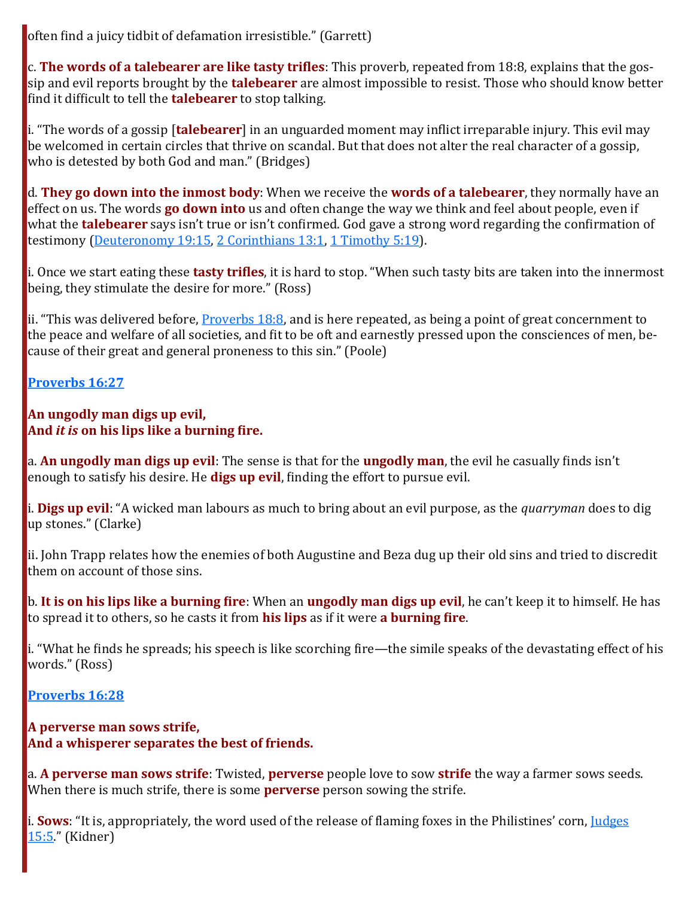often find a juicy tidbit of defamation irresistible." (Garrett)

c. **The words of a talebearer are like tasty trifles**: This proverb, repeated from 18:8, explains that the gossip and evil reports brought by the **talebearer** are almost impossible to resist. Those who should know better find it difficult to tell the **talebearer** to stop talking.

i. "The words of a gossip [**talebearer**] in an unguarded moment may inflict irreparable injury. This evil may be welcomed in certain circles that thrive on scandal. But that does not alter the real character of a gossip, who is detested by both God and man." (Bridges)

d. **They go down into the inmost body**: When we receive the **words of a talebearer**, they normally have an effect on us. The words **go down into** us and often change the way we think and feel about people, even if what the **talebearer** says isn't true or isn't confirmed. God gave a strong word regarding the confirmation of testimony (Deuteronomy 19:15, 2 Corinthians 13:1, 1 Timothy 5:19).

i. Once we start eating these **tasty trifles**, it is hard to stop. "When such tasty bits are taken into the innermost being, they stimulate the desire for more." (Ross)

ii. "This was delivered before, Proverbs 18:8, and is here repeated, as being a point of great concernment to the peace and welfare of all societies, and fit to be oft and earnestly pressed upon the consciences of men, because of their great and general proneness to this sin." (Poole)

## Proverbs 16:27

**An ungodly man digs up evil,**
**And *it is* on his lips like a burning fire.**

a. **An ungodly man digs up evil**: The sense is that for the **ungodly man**, the evil he casually finds isn't enough to satisfy his desire. He **digs up evil**, finding the effort to pursue evil.

i. **Digs up evil**: "A wicked man labours as much to bring about an evil purpose, as the *quarryman* does to dig up stones." (Clarke)

ii. John Trapp relates how the enemies of both Augustine and Beza dug up their old sins and tried to discredit them on account of those sins.

b. **It is on his lips like a burning fire**: When an **ungodly man digs up evil**, he can't keep it to himself. He has to spread it to others, so he casts it from **his lips** as if it were **a burning fire**.

i. "What he finds he spreads; his speech is like scorching fire—the simile speaks of the devastating effect of his words." (Ross)

## Proverbs 16:28

**A perverse man sows strife,**
**And a whisperer separates the best of friends.**

a. **A perverse man sows strife**: Twisted, **perverse** people love to sow **strife** the way a farmer sows seeds. When there is much strife, there is some **perverse** person sowing the strife.

i. **Sows**: "It is, appropriately, the word used of the release of flaming foxes in the Philistines' corn, Judges 15:5." (Kidner)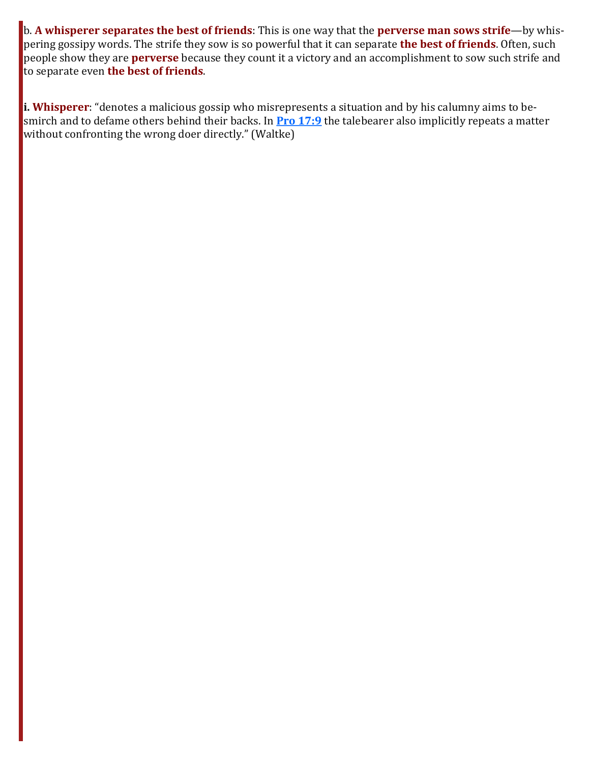b. **A whisperer separates the best of friends**: This is one way that the **perverse man sows strife**—by whispering gossipy words. The strife they sow is so powerful that it can separate **the best of friends**. Often, such people show they are **perverse** because they count it a victory and an accomplishment to sow such strife and to separate even **the best of friends**.

**i. Whisperer**: "denotes a malicious gossip who misrepresents a situation and by his calumny aims to besmirch and to defame others behind their backs. In **Pro 17:9** the talebearer also implicitly repeats a matter without confronting the wrong doer directly." (Waltke)